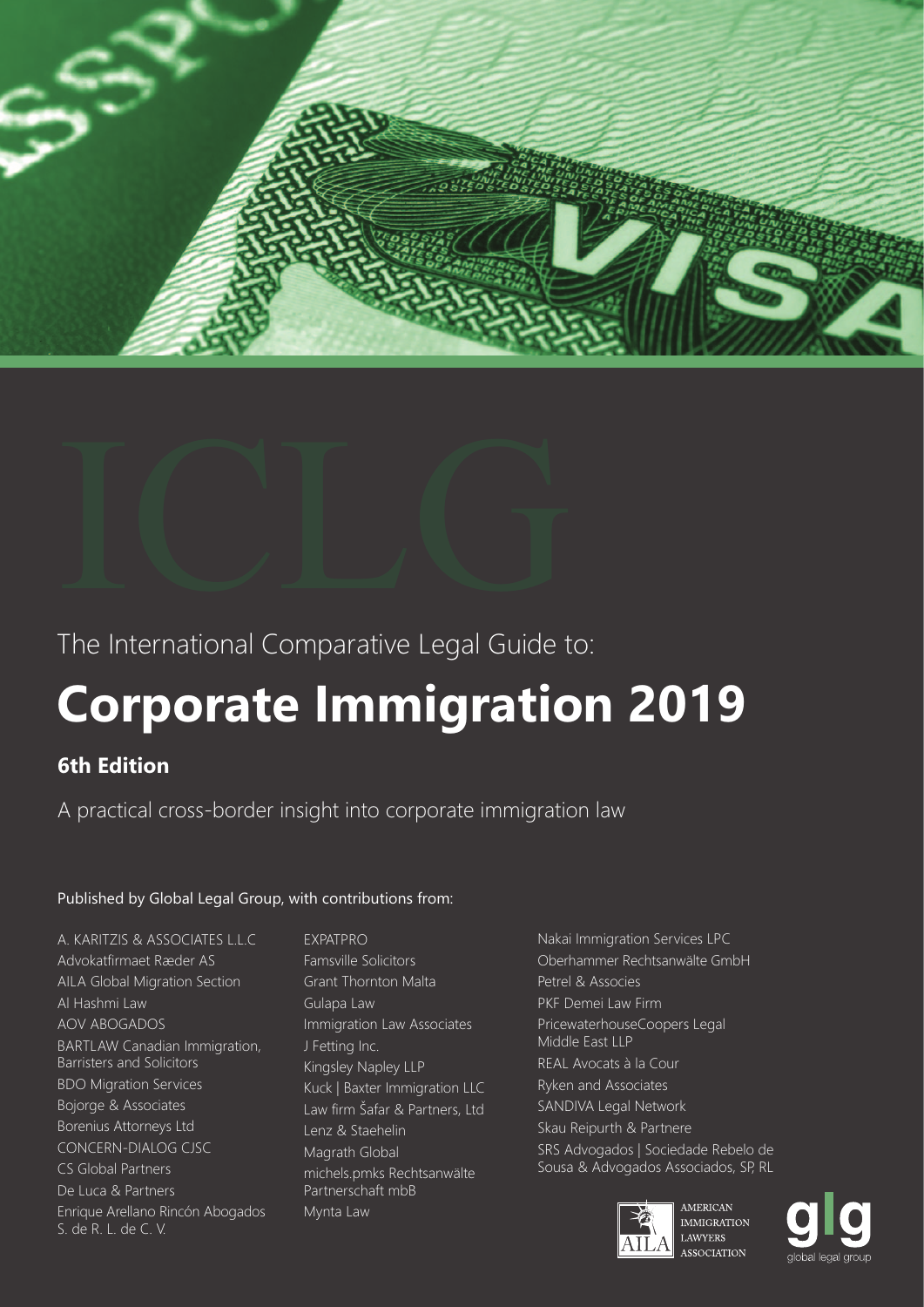ICLG

The International Comparative Legal Guide to:

# Corporate Immigration 2019

### 6th Edition

A practical cross-border insight into corporate immigration law

Published by Global Legal Group, with contributions from:

A. KARITZIS & ASSOCIATES L.L.C
Advokatfirmaet Ræder AS
AILA Global Migration Section
Al Hashmi Law
AOV ABOGADOS
BARTLAW Canadian Immigration, Barristers and Solicitors
BDO Migration Services
Bojorge & Associates
Borenius Attorneys Ltd
CONCERN-DIALOG CJSC
CS Global Partners
De Luca & Partners
Enrique Arellano Rincón Abogados S. de R. L. de C. V.
EXPATPRO
Famsville Solicitors
Grant Thornton Malta
Gulapa Law
Immigration Law Associates
J Fetting Inc.
Kingsley Napley LLP
Kuck | Baxter Immigration LLC
Law firm Šafar & Partners, Ltd
Lenz & Staehelin
Magrath Global
michels.pmks Rechtsanwälte Partnerschaft mbB
Mynta Law
Nakai Immigration Services LPC
Oberhammer Rechtsanwälte GmbH
Petrel & Associes
PKF Demei Law Firm
PricewaterhouseCoopers Legal Middle East LLP
REAL Avocats à la Cour
Ryken and Associates
SANDIVA Legal Network
Skau Reipurth & Partnere
SRS Advogados | Sociedade Rebelo de Sousa & Advogados Associados, SP, RL

AMERICAN IMMIGRATION LAWYERS ASSOCIATION

global legal group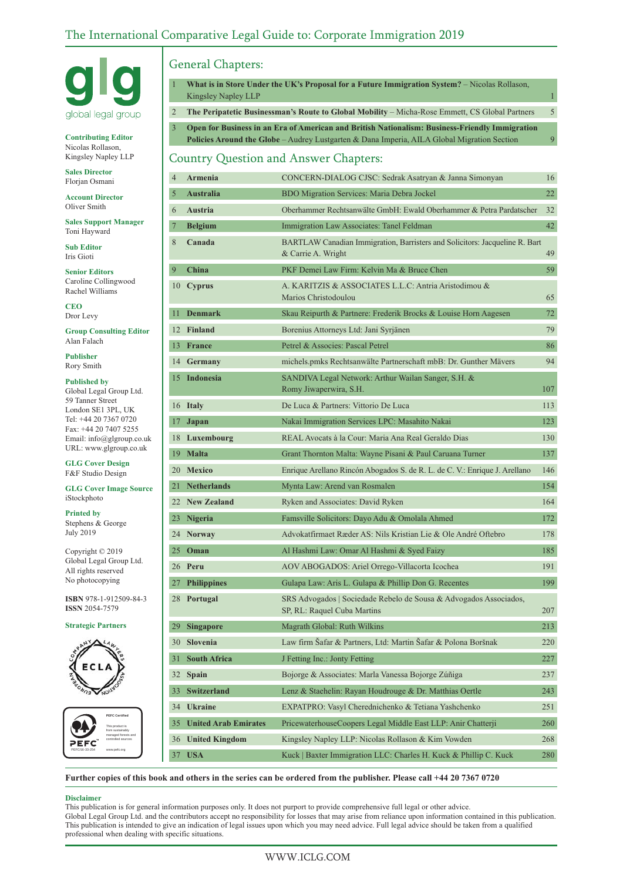# The International Comparative Legal Guide to: Corporate Immigration 2019

glg
global legal group

**Contributing Editor**
Nicolas Rollason, Kingsley Napley LLP

**Sales Director**
Florjan Osmani

**Account Director**
Oliver Smith

**Sales Support Manager**
Toni Hayward

**Sub Editor**
Iris Gioti

**Senior Editors**
Caroline Collingwood
Rachel Williams

**CEO**
Dror Levy

**Group Consulting Editor**
Alan Falach

**Publisher**
Rory Smith

**Published by**
Global Legal Group Ltd.
59 Tanner Street
London SE1 3PL, UK
Tel: +44 20 7367 0720
Fax: +44 20 7407 5255
Email: info@glgroup.co.uk
URL: www.glgroup.co.uk

**GLG Cover Design**
F&F Studio Design

**GLG Cover Image Source**
iStockphoto

**Printed by**
Stephens & George
July 2019

Copyright © 2019
Global Legal Group Ltd.
All rights reserved
No photocopying

**ISBN** 978-1-912509-84-3
**ISSN** 2054-7579

**Strategic Partners**

## General Chapters:

| | | |
|---|---|---|
| 1 | **What is in Store Under the UK's Proposal for a Future Immigration System?** – Nicolas Rollason, Kingsley Napley LLP | 1 |
| 2 | **The Peripatetic Businessman's Route to Global Mobility** – Micha-Rose Emmett, CS Global Partners | 5 |
| 3 | **Open for Business in an Era of American and British Nationalism: Business-Friendly Immigration Policies Around the Globe** – Audrey Lustgarten & Dana Imperia, AILA Global Migration Section | 9 |

## Country Question and Answer Chapters:

| | | | |
|---|---|---|---|
| 4 | **Armenia** | CONCERN-DIALOG CJSC: Sedrak Asatryan & Janna Simonyan | 16 |
| 5 | **Australia** | BDO Migration Services: Maria Debra Jockel | 22 |
| 6 | **Austria** | Oberhammer Rechtsanwälte GmbH: Ewald Oberhammer & Petra Pardatscher | 32 |
| 7 | **Belgium** | Immigration Law Associates: Tanel Feldman | 42 |
| 8 | **Canada** | BARTLAW Canadian Immigration, Barristers and Solicitors: Jacqueline R. Bart & Carrie A. Wright | 49 |
| 9 | **China** | PKF Demei Law Firm: Kelvin Ma & Bruce Chen | 59 |
| 10 | **Cyprus** | A. KARITZIS & ASSOCIATES L.L.C: Antria Aristodimou & Marios Christodoulou | 65 |
| 11 | **Denmark** | Skau Reipurth & Partnere: Frederik Brocks & Louise Horn Aagesen | 72 |
| 12 | **Finland** | Borenius Attorneys Ltd: Jani Syrjänen | 79 |
| 13 | **France** | Petrel & Associes: Pascal Petrel | 86 |
| 14 | **Germany** | michels.pmks Rechtsanwälte Partnerschaft mbB: Dr. Gunther Mävers | 94 |
| 15 | **Indonesia** | SANDIVA Legal Network: Arthur Wailan Sanger, S.H. & Romy Jiwaperwira, S.H. | 107 |
| 16 | **Italy** | De Luca & Partners: Vittorio De Luca | 113 |
| 17 | **Japan** | Nakai Immigration Services LPC: Masahito Nakai | 123 |
| 18 | **Luxembourg** | REAL Avocats à la Cour: Maria Ana Real Geraldo Dias | 130 |
| 19 | **Malta** | Grant Thornton Malta: Wayne Pisani & Paul Caruana Turner | 137 |
| 20 | **Mexico** | Enrique Arellano Rincón Abogados S. de R. L. de C. V.: Enrique J. Arellano | 146 |
| 21 | **Netherlands** | Mynta Law: Arend van Rosmalen | 154 |
| 22 | **New Zealand** | Ryken and Associates: David Ryken | 164 |
| 23 | **Nigeria** | Famsville Solicitors: Dayo Adu & Omolala Ahmed | 172 |
| 24 | **Norway** | Advokatfirmaet Ræder AS: Nils Kristian Lie & Ole André Oftebro | 178 |
| 25 | **Oman** | Al Hashmi Law: Omar Al Hashmi & Syed Faizy | 185 |
| 26 | **Peru** | AOV ABOGADOS: Ariel Orrego-Villacorta Icochea | 191 |
| 27 | **Philippines** | Gulapa Law: Aris L. Gulapa & Phillip Don G. Recentes | 199 |
| 28 | **Portugal** | SRS Advogados \| Sociedade Rebelo de Sousa & Advogados Associados, SP, RL: Raquel Cuba Martins | 207 |
| 29 | **Singapore** | Magrath Global: Ruth Wilkins | 213 |
| 30 | **Slovenia** | Law firm Šafar & Partners, Ltd: Martin Šafar & Polona Boršnak | 220 |
| 31 | **South Africa** | J Fetting Inc.: Jonty Fetting | 227 |
| 32 | **Spain** | Bojorge & Associates: Marla Vanessa Bojorge Zúñiga | 237 |
| 33 | **Switzerland** | Lenz & Staehelin: Rayan Houdrouge & Dr. Matthias Oertle | 243 |
| 34 | **Ukraine** | EXPATPRO: Vasyl Cherednichenko & Tetiana Yashchenko | 251 |
| 35 | **United Arab Emirates** | PricewaterhouseCoopers Legal Middle East LLP: Anir Chatterji | 260 |
| 36 | **United Kingdom** | Kingsley Napley LLP: Nicolas Rollason & Kim Vowden | 268 |
| 37 | **USA** | Kuck \| Baxter Immigration LLC: Charles H. Kuck & Phillip C. Kuck | 280 |

**Further copies of this book and others in the series can be ordered from the publisher. Please call +44 20 7367 0720**

**Disclaimer**
This publication is for general information purposes only. It does not purport to provide comprehensive full legal or other advice.
Global Legal Group Ltd. and the contributors accept no responsibility for losses that may arise from reliance upon information contained in this publication.
This publication is intended to give an indication of legal issues upon which you may need advice. Full legal advice should be taken from a qualified professional when dealing with specific situations.

WWW.ICLG.COM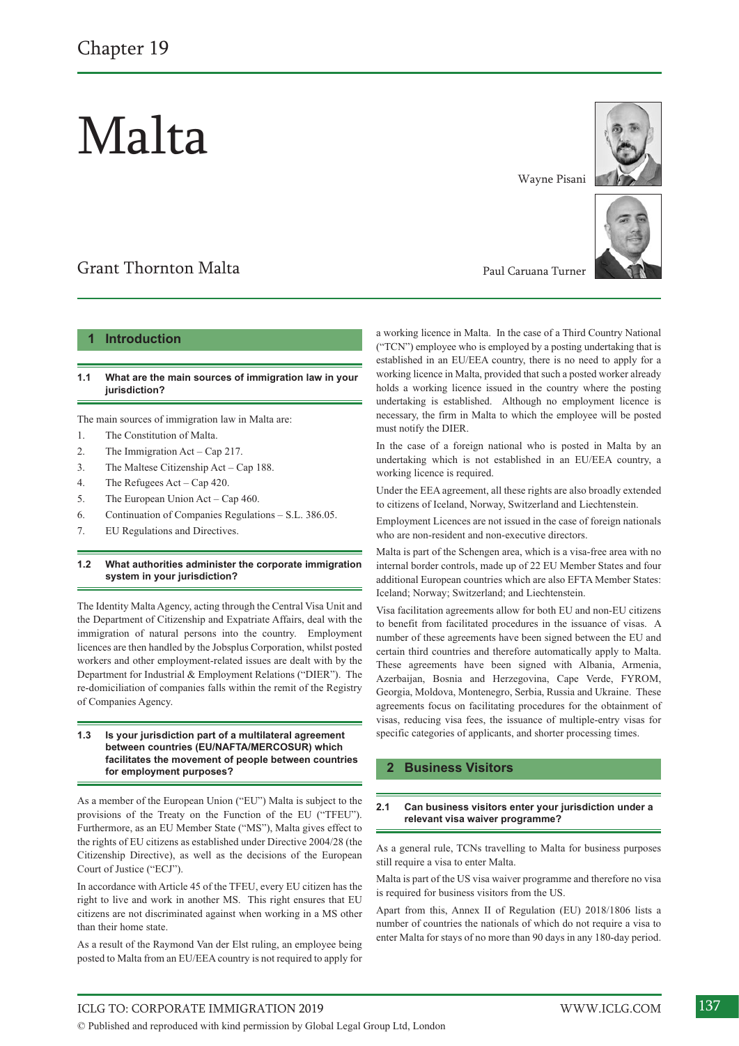Chapter 19

# Malta

Wayne Pisani

Paul Caruana Turner

Grant Thornton Malta

## 1 Introduction

### 1.1 What are the main sources of immigration law in your jurisdiction?

The main sources of immigration law in Malta are:

1. The Constitution of Malta.
2. The Immigration Act – Cap 217.
3. The Maltese Citizenship Act – Cap 188.
4. The Refugees Act – Cap 420.
5. The European Union Act – Cap 460.
6. Continuation of Companies Regulations – S.L. 386.05.
7. EU Regulations and Directives.

### 1.2 What authorities administer the corporate immigration system in your jurisdiction?

The Identity Malta Agency, acting through the Central Visa Unit and the Department of Citizenship and Expatriate Affairs, deal with the immigration of natural persons into the country. Employment licences are then handled by the Jobsplus Corporation, whilst posted workers and other employment-related issues are dealt with by the Department for Industrial & Employment Relations ("DIER"). The re-domiciliation of companies falls within the remit of the Registry of Companies Agency.

### 1.3 Is your jurisdiction part of a multilateral agreement between countries (EU/NAFTA/MERCOSUR) which facilitates the movement of people between countries for employment purposes?

As a member of the European Union ("EU") Malta is subject to the provisions of the Treaty on the Function of the EU ("TFEU"). Furthermore, as an EU Member State ("MS"), Malta gives effect to the rights of EU citizens as established under Directive 2004/28 (the Citizenship Directive), as well as the decisions of the European Court of Justice ("ECJ").

In accordance with Article 45 of the TFEU, every EU citizen has the right to live and work in another MS. This right ensures that EU citizens are not discriminated against when working in a MS other than their home state.

As a result of the Raymond Van der Elst ruling, an employee being posted to Malta from an EU/EEA country is not required to apply for a working licence in Malta. In the case of a Third Country National ("TCN") employee who is employed by a posting undertaking that is established in an EU/EEA country, there is no need to apply for a working licence in Malta, provided that such a posted worker already holds a working licence issued in the country where the posting undertaking is established. Although no employment licence is necessary, the firm in Malta to which the employee will be posted must notify the DIER.

In the case of a foreign national who is posted in Malta by an undertaking which is not established in an EU/EEA country, a working licence is required.

Under the EEA agreement, all these rights are also broadly extended to citizens of Iceland, Norway, Switzerland and Liechtenstein.

Employment Licences are not issued in the case of foreign nationals who are non-resident and non-executive directors.

Malta is part of the Schengen area, which is a visa-free area with no internal border controls, made up of 22 EU Member States and four additional European countries which are also EFTA Member States: Iceland; Norway; Switzerland; and Liechtenstein.

Visa facilitation agreements allow for both EU and non-EU citizens to benefit from facilitated procedures in the issuance of visas. A number of these agreements have been signed between the EU and certain third countries and therefore automatically apply to Malta. These agreements have been signed with Albania, Armenia, Azerbaijan, Bosnia and Herzegovina, Cape Verde, FYROM, Georgia, Moldova, Montenegro, Serbia, Russia and Ukraine. These agreements focus on facilitating procedures for the obtainment of visas, reducing visa fees, the issuance of multiple-entry visas for specific categories of applicants, and shorter processing times.

## 2 Business Visitors

### 2.1 Can business visitors enter your jurisdiction under a relevant visa waiver programme?

As a general rule, TCNs travelling to Malta for business purposes still require a visa to enter Malta.

Malta is part of the US visa waiver programme and therefore no visa is required for business visitors from the US.

Apart from this, Annex II of Regulation (EU) 2018/1806 lists a number of countries the nationals of which do not require a visa to enter Malta for stays of no more than 90 days in any 180-day period.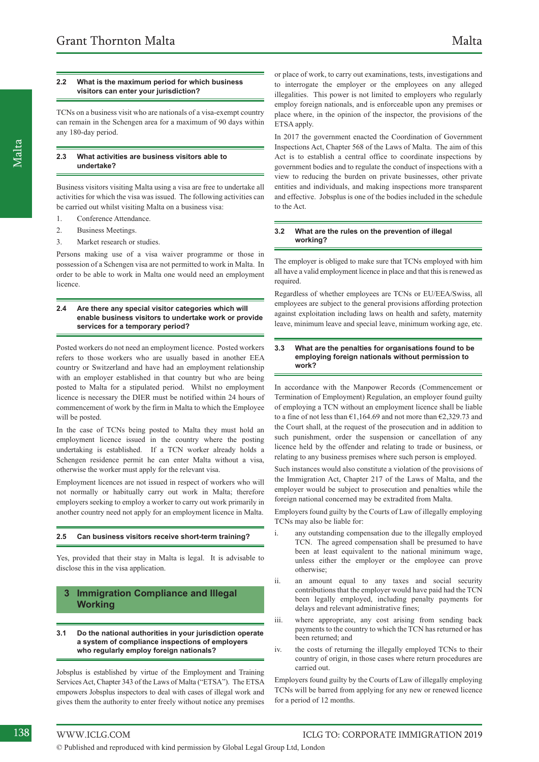### 2.2 What is the maximum period for which business visitors can enter your jurisdiction?

TCNs on a business visit who are nationals of a visa-exempt country can remain in the Schengen area for a maximum of 90 days within any 180-day period.

### 2.3 What activities are business visitors able to undertake?

Business visitors visiting Malta using a visa are free to undertake all activities for which the visa was issued. The following activities can be carried out whilst visiting Malta on a business visa:

1. Conference Attendance.
2. Business Meetings.
3. Market research or studies.

Persons making use of a visa waiver programme or those in possession of a Schengen visa are not permitted to work in Malta. In order to be able to work in Malta one would need an employment licence.

### 2.4 Are there any special visitor categories which will enable business visitors to undertake work or provide services for a temporary period?

Posted workers do not need an employment licence. Posted workers refers to those workers who are usually based in another EEA country or Switzerland and have had an employment relationship with an employer established in that country but who are being posted to Malta for a stipulated period. Whilst no employment licence is necessary the DIER must be notified within 24 hours of commencement of work by the firm in Malta to which the Employee will be posted.

In the case of TCNs being posted to Malta they must hold an employment licence issued in the country where the posting undertaking is established. If a TCN worker already holds a Schengen residence permit he can enter Malta without a visa, otherwise the worker must apply for the relevant visa.

Employment licences are not issued in respect of workers who will not normally or habitually carry out work in Malta; therefore employers seeking to employ a worker to carry out work primarily in another country need not apply for an employment licence in Malta.

### 2.5 Can business visitors receive short-term training?

Yes, provided that their stay in Malta is legal. It is advisable to disclose this in the visa application.

## 3 Immigration Compliance and Illegal Working

### 3.1 Do the national authorities in your jurisdiction operate a system of compliance inspections of employers who regularly employ foreign nationals?

Jobsplus is established by virtue of the Employment and Training Services Act, Chapter 343 of the Laws of Malta ("ETSA"). The ETSA empowers Jobsplus inspectors to deal with cases of illegal work and gives them the authority to enter freely without notice any premises or place of work, to carry out examinations, tests, investigations and to interrogate the employer or the employees on any alleged illegalities. This power is not limited to employers who regularly employ foreign nationals, and is enforceable upon any premises or place where, in the opinion of the inspector, the provisions of the ETSA apply.

In 2017 the government enacted the Coordination of Government Inspections Act, Chapter 568 of the Laws of Malta. The aim of this Act is to establish a central office to coordinate inspections by government bodies and to regulate the conduct of inspections with a view to reducing the burden on private businesses, other private entities and individuals, and making inspections more transparent and effective. Jobsplus is one of the bodies included in the schedule to the Act.

### 3.2 What are the rules on the prevention of illegal working?

The employer is obliged to make sure that TCNs employed with him all have a valid employment licence in place and that this is renewed as required.

Regardless of whether employees are TCNs or EU/EEA/Swiss, all employees are subject to the general provisions affording protection against exploitation including laws on health and safety, maternity leave, minimum leave and special leave, minimum working age, etc.

### 3.3 What are the penalties for organisations found to be employing foreign nationals without permission to work?

In accordance with the Manpower Records (Commencement or Termination of Employment) Regulation, an employer found guilty of employing a TCN without an employment licence shall be liable to a fine of not less than €1,164.69 and not more than €2,329.73 and the Court shall, at the request of the prosecution and in addition to such punishment, order the suspension or cancellation of any licence held by the offender and relating to trade or business, or relating to any business premises where such person is employed.

Such instances would also constitute a violation of the provisions of the Immigration Act, Chapter 217 of the Laws of Malta, and the employer would be subject to prosecution and penalties while the foreign national concerned may be extradited from Malta.

Employers found guilty by the Courts of Law of illegally employing TCNs may also be liable for:

i. any outstanding compensation due to the illegally employed TCN. The agreed compensation shall be presumed to have been at least equivalent to the national minimum wage, unless either the employer or the employee can prove otherwise;
ii. an amount equal to any taxes and social security contributions that the employer would have paid had the TCN been legally employed, including penalty payments for delays and relevant administrative fines;
iii. where appropriate, any cost arising from sending back payments to the country to which the TCN has returned or has been returned; and
iv. the costs of returning the illegally employed TCNs to their country of origin, in those cases where return procedures are carried out.

Employers found guilty by the Courts of Law of illegally employing TCNs will be barred from applying for any new or renewed licence for a period of 12 months.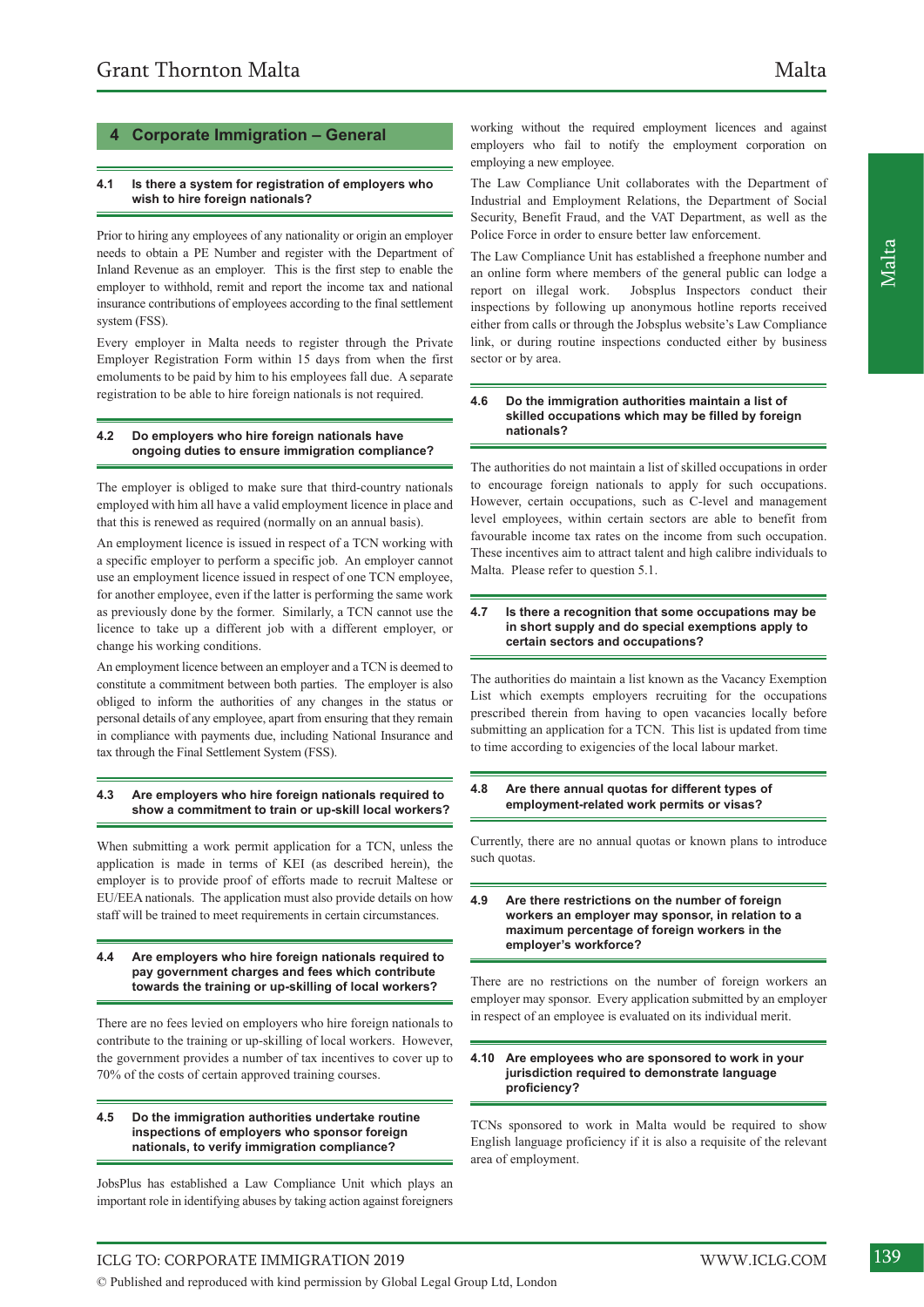## 4 Corporate Immigration – General

### 4.1 Is there a system for registration of employers who wish to hire foreign nationals?

Prior to hiring any employees of any nationality or origin an employer needs to obtain a PE Number and register with the Department of Inland Revenue as an employer. This is the first step to enable the employer to withhold, remit and report the income tax and national insurance contributions of employees according to the final settlement system (FSS).

Every employer in Malta needs to register through the Private Employer Registration Form within 15 days from when the first emoluments to be paid by him to his employees fall due. A separate registration to be able to hire foreign nationals is not required.

### 4.2 Do employers who hire foreign nationals have ongoing duties to ensure immigration compliance?

The employer is obliged to make sure that third-country nationals employed with him all have a valid employment licence in place and that this is renewed as required (normally on an annual basis).

An employment licence is issued in respect of a TCN working with a specific employer to perform a specific job. An employer cannot use an employment licence issued in respect of one TCN employee, for another employee, even if the latter is performing the same work as previously done by the former. Similarly, a TCN cannot use the licence to take up a different job with a different employer, or change his working conditions.

An employment licence between an employer and a TCN is deemed to constitute a commitment between both parties. The employer is also obliged to inform the authorities of any changes in the status or personal details of any employee, apart from ensuring that they remain in compliance with payments due, including National Insurance and tax through the Final Settlement System (FSS).

### 4.3 Are employers who hire foreign nationals required to show a commitment to train or up-skill local workers?

When submitting a work permit application for a TCN, unless the application is made in terms of KEI (as described herein), the employer is to provide proof of efforts made to recruit Maltese or EU/EEA nationals. The application must also provide details on how staff will be trained to meet requirements in certain circumstances.

### 4.4 Are employers who hire foreign nationals required to pay government charges and fees which contribute towards the training or up-skilling of local workers?

There are no fees levied on employers who hire foreign nationals to contribute to the training or up-skilling of local workers. However, the government provides a number of tax incentives to cover up to 70% of the costs of certain approved training courses.

### 4.5 Do the immigration authorities undertake routine inspections of employers who sponsor foreign nationals, to verify immigration compliance?

JobsPlus has established a Law Compliance Unit which plays an important role in identifying abuses by taking action against foreigners working without the required employment licences and against employers who fail to notify the employment corporation on employing a new employee.

The Law Compliance Unit collaborates with the Department of Industrial and Employment Relations, the Department of Social Security, Benefit Fraud, and the VAT Department, as well as the Police Force in order to ensure better law enforcement.

The Law Compliance Unit has established a freephone number and an online form where members of the general public can lodge a report on illegal work. Jobsplus Inspectors conduct their inspections by following up anonymous hotline reports received either from calls or through the Jobsplus website's Law Compliance link, or during routine inspections conducted either by business sector or by area.

### 4.6 Do the immigration authorities maintain a list of skilled occupations which may be filled by foreign nationals?

The authorities do not maintain a list of skilled occupations in order to encourage foreign nationals to apply for such occupations. However, certain occupations, such as C-level and management level employees, within certain sectors are able to benefit from favourable income tax rates on the income from such occupation. These incentives aim to attract talent and high calibre individuals to Malta. Please refer to question 5.1.

### 4.7 Is there a recognition that some occupations may be in short supply and do special exemptions apply to certain sectors and occupations?

The authorities do maintain a list known as the Vacancy Exemption List which exempts employers recruiting for the occupations prescribed therein from having to open vacancies locally before submitting an application for a TCN. This list is updated from time to time according to exigencies of the local labour market.

### 4.8 Are there annual quotas for different types of employment-related work permits or visas?

Currently, there are no annual quotas or known plans to introduce such quotas.

### 4.9 Are there restrictions on the number of foreign workers an employer may sponsor, in relation to a maximum percentage of foreign workers in the employer's workforce?

There are no restrictions on the number of foreign workers an employer may sponsor. Every application submitted by an employer in respect of an employee is evaluated on its individual merit.

### 4.10 Are employees who are sponsored to work in your jurisdiction required to demonstrate language proficiency?

TCNs sponsored to work in Malta would be required to show English language proficiency if it is also a requisite of the relevant area of employment.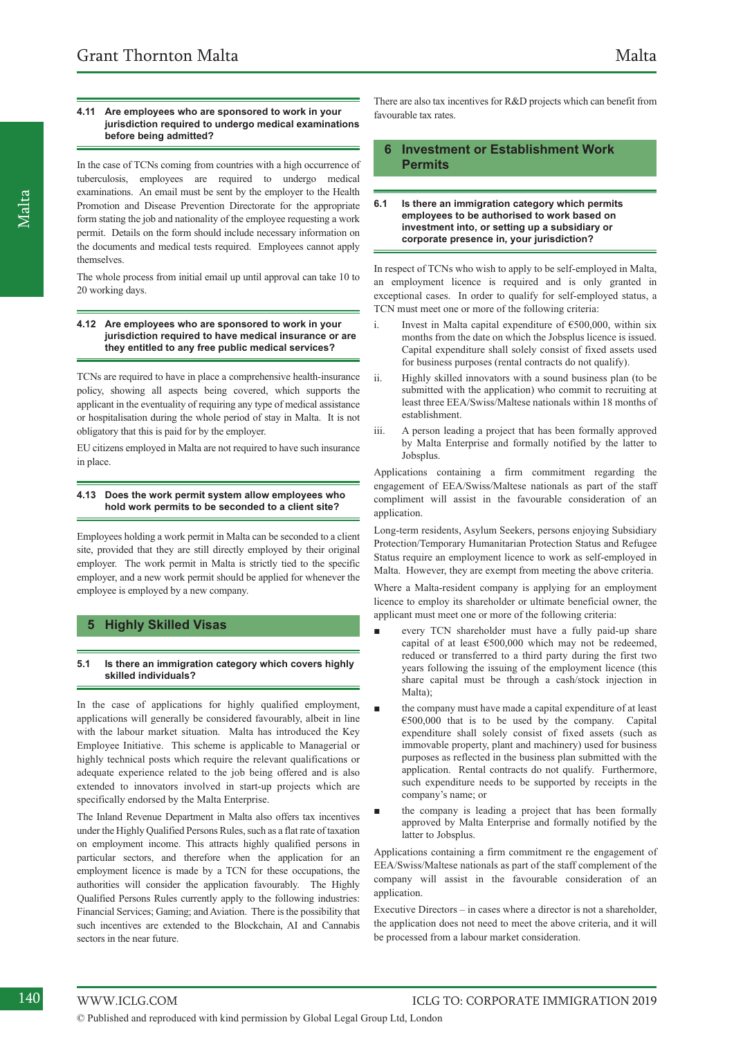### 4.11 Are employees who are sponsored to work in your jurisdiction required to undergo medical examinations before being admitted?

In the case of TCNs coming from countries with a high occurrence of tuberculosis, employees are required to undergo medical examinations. An email must be sent by the employer to the Health Promotion and Disease Prevention Directorate for the appropriate form stating the job and nationality of the employee requesting a work permit. Details on the form should include necessary information on the documents and medical tests required. Employees cannot apply themselves.

The whole process from initial email up until approval can take 10 to 20 working days.

### 4.12 Are employees who are sponsored to work in your jurisdiction required to have medical insurance or are they entitled to any free public medical services?

TCNs are required to have in place a comprehensive health-insurance policy, showing all aspects being covered, which supports the applicant in the eventuality of requiring any type of medical assistance or hospitalisation during the whole period of stay in Malta. It is not obligatory that this is paid for by the employer.

EU citizens employed in Malta are not required to have such insurance in place.

### 4.13 Does the work permit system allow employees who hold work permits to be seconded to a client site?

Employees holding a work permit in Malta can be seconded to a client site, provided that they are still directly employed by their original employer. The work permit in Malta is strictly tied to the specific employer, and a new work permit should be applied for whenever the employee is employed by a new company.

## 5 Highly Skilled Visas

### 5.1 Is there an immigration category which covers highly skilled individuals?

In the case of applications for highly qualified employment, applications will generally be considered favourably, albeit in line with the labour market situation. Malta has introduced the Key Employee Initiative. This scheme is applicable to Managerial or highly technical posts which require the relevant qualifications or adequate experience related to the job being offered and is also extended to innovators involved in start-up projects which are specifically endorsed by the Malta Enterprise.

The Inland Revenue Department in Malta also offers tax incentives under the Highly Qualified Persons Rules, such as a flat rate of taxation on employment income. This attracts highly qualified persons in particular sectors, and therefore when the application for an employment licence is made by a TCN for these occupations, the authorities will consider the application favourably. The Highly Qualified Persons Rules currently apply to the following industries: Financial Services; Gaming; and Aviation. There is the possibility that such incentives are extended to the Blockchain, AI and Cannabis sectors in the near future.

There are also tax incentives for R&D projects which can benefit from favourable tax rates.

## 6 Investment or Establishment Work Permits

### 6.1 Is there an immigration category which permits employees to be authorised to work based on investment into, or setting up a subsidiary or corporate presence in, your jurisdiction?

In respect of TCNs who wish to apply to be self-employed in Malta, an employment licence is required and is only granted in exceptional cases. In order to qualify for self-employed status, a TCN must meet one or more of the following criteria:

i. Invest in Malta capital expenditure of €500,000, within six months from the date on which the Jobsplus licence is issued. Capital expenditure shall solely consist of fixed assets used for business purposes (rental contracts do not qualify).

ii. Highly skilled innovators with a sound business plan (to be submitted with the application) who commit to recruiting at least three EEA/Swiss/Maltese nationals within 18 months of establishment.

iii. A person leading a project that has been formally approved by Malta Enterprise and formally notified by the latter to Jobsplus.

Applications containing a firm commitment regarding the engagement of EEA/Swiss/Maltese nationals as part of the staff compliment will assist in the favourable consideration of an application.

Long-term residents, Asylum Seekers, persons enjoying Subsidiary Protection/Temporary Humanitarian Protection Status and Refugee Status require an employment licence to work as self-employed in Malta. However, they are exempt from meeting the above criteria.

Where a Malta-resident company is applying for an employment licence to employ its shareholder or ultimate beneficial owner, the applicant must meet one or more of the following criteria:

- every TCN shareholder must have a fully paid-up share capital of at least €500,000 which may not be redeemed, reduced or transferred to a third party during the first two years following the issuing of the employment licence (this share capital must be through a cash/stock injection in Malta);
- the company must have made a capital expenditure of at least €500,000 that is to be used by the company. Capital expenditure shall solely consist of fixed assets (such as immovable property, plant and machinery) used for business purposes as reflected in the business plan submitted with the application. Rental contracts do not qualify. Furthermore, such expenditure needs to be supported by receipts in the company's name; or
- the company is leading a project that has been formally approved by Malta Enterprise and formally notified by the latter to Jobsplus.

Applications containing a firm commitment re the engagement of EEA/Swiss/Maltese nationals as part of the staff complement of the company will assist in the favourable consideration of an application.

Executive Directors – in cases where a director is not a shareholder, the application does not need to meet the above criteria, and it will be processed from a labour market consideration.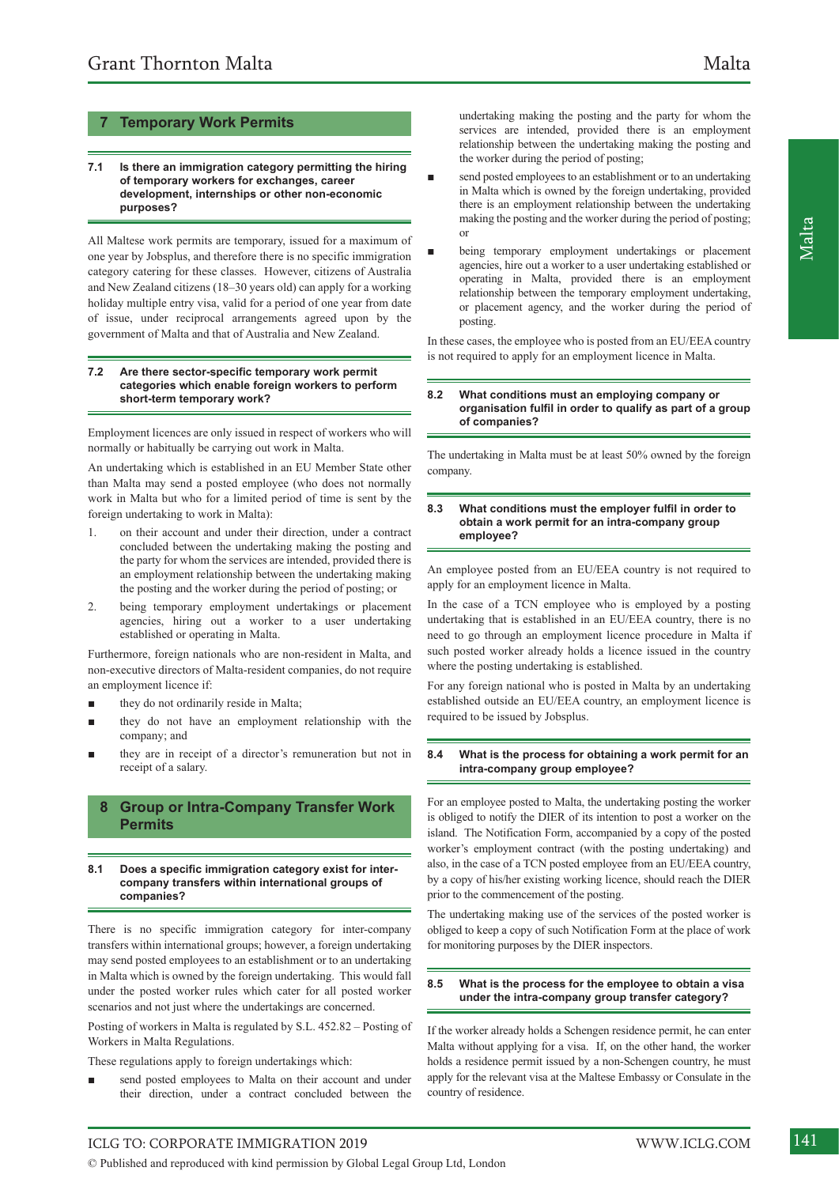## 7 Temporary Work Permits

### 7.1 Is there an immigration category permitting the hiring of temporary workers for exchanges, career development, internships or other non-economic purposes?

All Maltese work permits are temporary, issued for a maximum of one year by Jobsplus, and therefore there is no specific immigration category catering for these classes. However, citizens of Australia and New Zealand citizens (18–30 years old) can apply for a working holiday multiple entry visa, valid for a period of one year from date of issue, under reciprocal arrangements agreed upon by the government of Malta and that of Australia and New Zealand.

### 7.2 Are there sector-specific temporary work permit categories which enable foreign workers to perform short-term temporary work?

Employment licences are only issued in respect of workers who will normally or habitually be carrying out work in Malta.

An undertaking which is established in an EU Member State other than Malta may send a posted employee (who does not normally work in Malta but who for a limited period of time is sent by the foreign undertaking to work in Malta):

1. on their account and under their direction, under a contract concluded between the undertaking making the posting and the party for whom the services are intended, provided there is an employment relationship between the undertaking making the posting and the worker during the period of posting; or
2. being temporary employment undertakings or placement agencies, hiring out a worker to a user undertaking established or operating in Malta.

Furthermore, foreign nationals who are non-resident in Malta, and non-executive directors of Malta-resident companies, do not require an employment licence if:

- they do not ordinarily reside in Malta;
- they do not have an employment relationship with the company; and
- they are in receipt of a director's remuneration but not in receipt of a salary.

## 8 Group or Intra-Company Transfer Work Permits

### 8.1 Does a specific immigration category exist for inter-company transfers within international groups of companies?

There is no specific immigration category for inter-company transfers within international groups; however, a foreign undertaking may send posted employees to an establishment or to an undertaking in Malta which is owned by the foreign undertaking. This would fall under the posted worker rules which cater for all posted worker scenarios and not just where the undertakings are concerned.

Posting of workers in Malta is regulated by S.L. 452.82 – Posting of Workers in Malta Regulations.

These regulations apply to foreign undertakings which:

- send posted employees to Malta on their account and under their direction, under a contract concluded between the undertaking making the posting and the party for whom the services are intended, provided there is an employment relationship between the undertaking making the posting and the worker during the period of posting;
- send posted employees to an establishment or to an undertaking in Malta which is owned by the foreign undertaking, provided there is an employment relationship between the undertaking making the posting and the worker during the period of posting; or
- being temporary employment undertakings or placement agencies, hire out a worker to a user undertaking established or operating in Malta, provided there is an employment relationship between the temporary employment undertaking, or placement agency, and the worker during the period of posting.

In these cases, the employee who is posted from an EU/EEA country is not required to apply for an employment licence in Malta.

### 8.2 What conditions must an employing company or organisation fulfil in order to qualify as part of a group of companies?

The undertaking in Malta must be at least 50% owned by the foreign company.

### 8.3 What conditions must the employer fulfil in order to obtain a work permit for an intra-company group employee?

An employee posted from an EU/EEA country is not required to apply for an employment licence in Malta.

In the case of a TCN employee who is employed by a posting undertaking that is established in an EU/EEA country, there is no need to go through an employment licence procedure in Malta if such posted worker already holds a licence issued in the country where the posting undertaking is established.

For any foreign national who is posted in Malta by an undertaking established outside an EU/EEA country, an employment licence is required to be issued by Jobsplus.

### 8.4 What is the process for obtaining a work permit for an intra-company group employee?

For an employee posted to Malta, the undertaking posting the worker is obliged to notify the DIER of its intention to post a worker on the island. The Notification Form, accompanied by a copy of the posted worker's employment contract (with the posting undertaking) and also, in the case of a TCN posted employee from an EU/EEA country, by a copy of his/her existing working licence, should reach the DIER prior to the commencement of the posting.

The undertaking making use of the services of the posted worker is obliged to keep a copy of such Notification Form at the place of work for monitoring purposes by the DIER inspectors.

### 8.5 What is the process for the employee to obtain a visa under the intra-company group transfer category?

If the worker already holds a Schengen residence permit, he can enter Malta without applying for a visa. If, on the other hand, the worker holds a residence permit issued by a non-Schengen country, he must apply for the relevant visa at the Maltese Embassy or Consulate in the country of residence.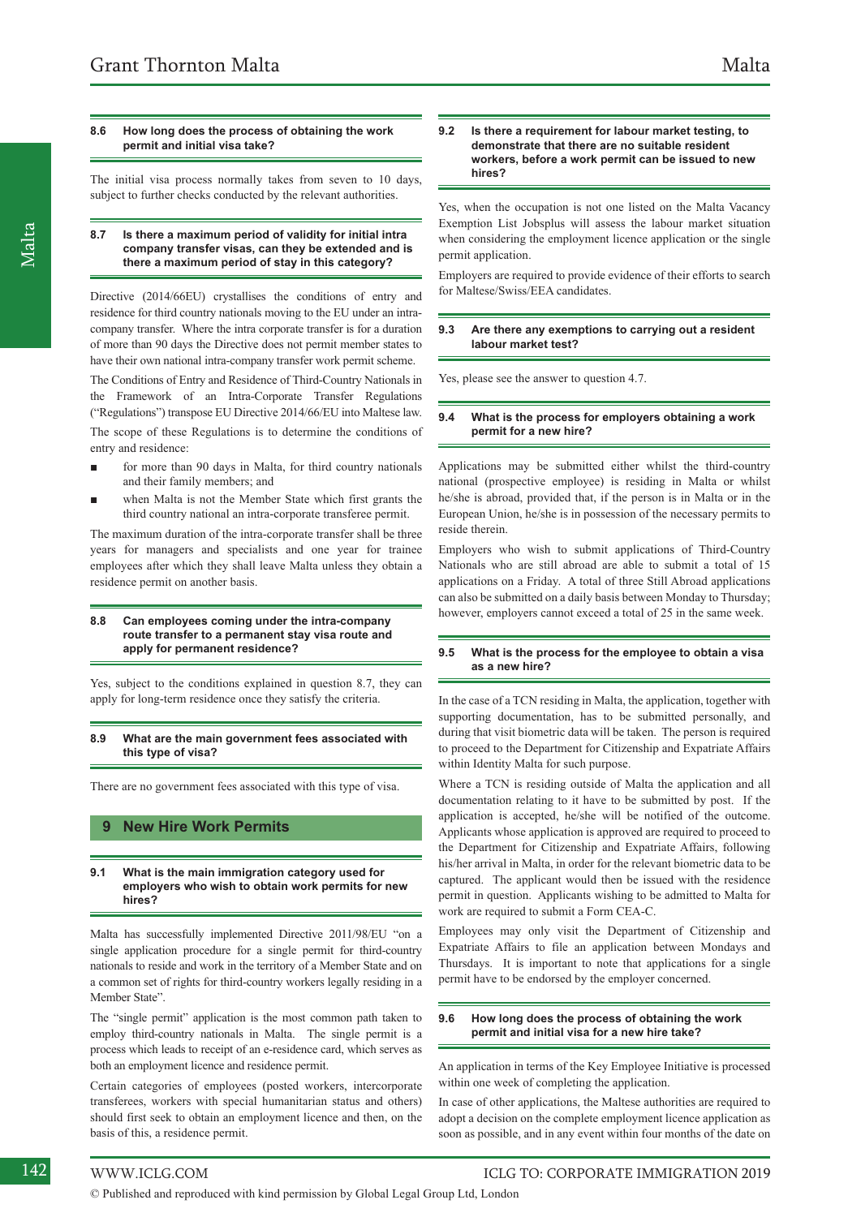### 8.6 How long does the process of obtaining the work permit and initial visa take?

The initial visa process normally takes from seven to 10 days, subject to further checks conducted by the relevant authorities.

### 8.7 Is there a maximum period of validity for initial intra company transfer visas, can they be extended and is there a maximum period of stay in this category?

Directive (2014/66EU) crystallises the conditions of entry and residence for third country nationals moving to the EU under an intra-company transfer. Where the intra corporate transfer is for a duration of more than 90 days the Directive does not permit member states to have their own national intra-company transfer work permit scheme.

The Conditions of Entry and Residence of Third-Country Nationals in the Framework of an Intra-Corporate Transfer Regulations ("Regulations") transpose EU Directive 2014/66/EU into Maltese law.

The scope of these Regulations is to determine the conditions of entry and residence:

- for more than 90 days in Malta, for third country nationals and their family members; and
- when Malta is not the Member State which first grants the third country national an intra-corporate transferee permit.

The maximum duration of the intra-corporate transfer shall be three years for managers and specialists and one year for trainee employees after which they shall leave Malta unless they obtain a residence permit on another basis.

### 8.8 Can employees coming under the intra-company route transfer to a permanent stay visa route and apply for permanent residence?

Yes, subject to the conditions explained in question 8.7, they can apply for long-term residence once they satisfy the criteria.

### 8.9 What are the main government fees associated with this type of visa?

There are no government fees associated with this type of visa.

## 9 New Hire Work Permits

### 9.1 What is the main immigration category used for employers who wish to obtain work permits for new hires?

Malta has successfully implemented Directive 2011/98/EU "on a single application procedure for a single permit for third-country nationals to reside and work in the territory of a Member State and on a common set of rights for third-country workers legally residing in a Member State".

The "single permit" application is the most common path taken to employ third-country nationals in Malta. The single permit is a process which leads to receipt of an e-residence card, which serves as both an employment licence and residence permit.

Certain categories of employees (posted workers, intercorporate transferees, workers with special humanitarian status and others) should first seek to obtain an employment licence and then, on the basis of this, a residence permit.

### 9.2 Is there a requirement for labour market testing, to demonstrate that there are no suitable resident workers, before a work permit can be issued to new hires?

Yes, when the occupation is not one listed on the Malta Vacancy Exemption List Jobsplus will assess the labour market situation when considering the employment licence application or the single permit application.

Employers are required to provide evidence of their efforts to search for Maltese/Swiss/EEA candidates.

### 9.3 Are there any exemptions to carrying out a resident labour market test?

Yes, please see the answer to question 4.7.

### 9.4 What is the process for employers obtaining a work permit for a new hire?

Applications may be submitted either whilst the third-country national (prospective employee) is residing in Malta or whilst he/she is abroad, provided that, if the person is in Malta or in the European Union, he/she is in possession of the necessary permits to reside therein.

Employers who wish to submit applications of Third-Country Nationals who are still abroad are able to submit a total of 15 applications on a Friday. A total of three Still Abroad applications can also be submitted on a daily basis between Monday to Thursday; however, employers cannot exceed a total of 25 in the same week.

### 9.5 What is the process for the employee to obtain a visa as a new hire?

In the case of a TCN residing in Malta, the application, together with supporting documentation, has to be submitted personally, and during that visit biometric data will be taken. The person is required to proceed to the Department for Citizenship and Expatriate Affairs within Identity Malta for such purpose.

Where a TCN is residing outside of Malta the application and all documentation relating to it have to be submitted by post. If the application is accepted, he/she will be notified of the outcome. Applicants whose application is approved are required to proceed to the Department for Citizenship and Expatriate Affairs, following his/her arrival in Malta, in order for the relevant biometric data to be captured. The applicant would then be issued with the residence permit in question. Applicants wishing to be admitted to Malta for work are required to submit a Form CEA-C.

Employees may only visit the Department of Citizenship and Expatriate Affairs to file an application between Mondays and Thursdays. It is important to note that applications for a single permit have to be endorsed by the employer concerned.

### 9.6 How long does the process of obtaining the work permit and initial visa for a new hire take?

An application in terms of the Key Employee Initiative is processed within one week of completing the application.

In case of other applications, the Maltese authorities are required to adopt a decision on the complete employment licence application as soon as possible, and in any event within four months of the date on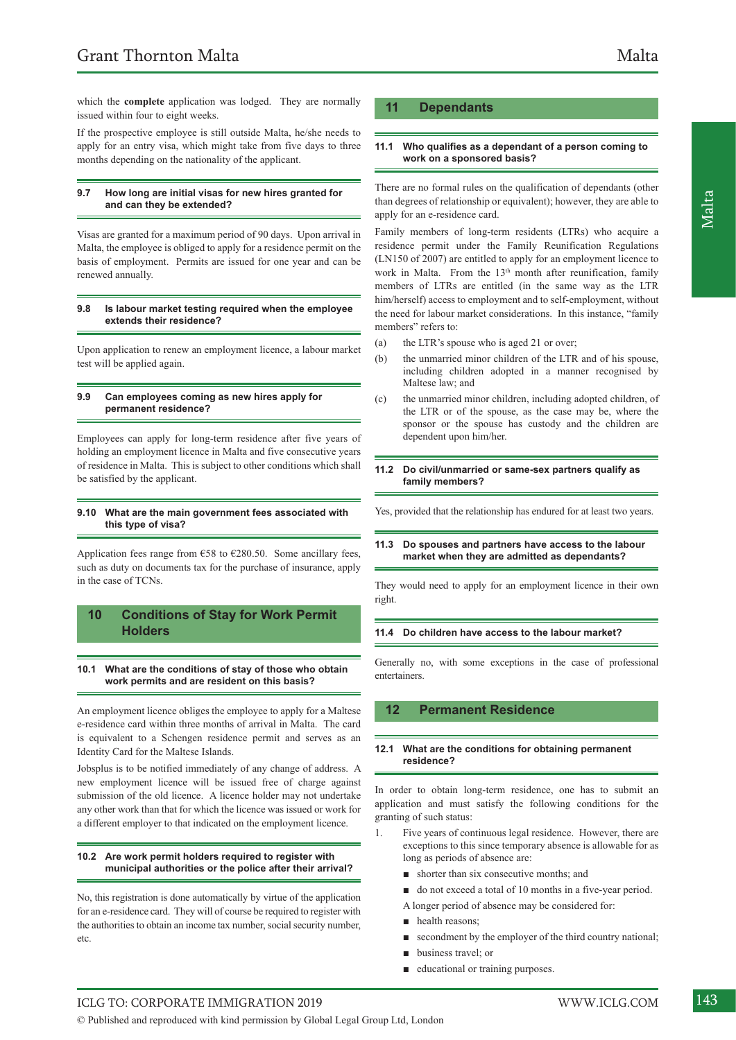which the **complete** application was lodged. They are normally issued within four to eight weeks.

If the prospective employee is still outside Malta, he/she needs to apply for an entry visa, which might take from five days to three months depending on the nationality of the applicant.

### 9.7 How long are initial visas for new hires granted for and can they be extended?

Visas are granted for a maximum period of 90 days. Upon arrival in Malta, the employee is obliged to apply for a residence permit on the basis of employment. Permits are issued for one year and can be renewed annually.

### 9.8 Is labour market testing required when the employee extends their residence?

Upon application to renew an employment licence, a labour market test will be applied again.

### 9.9 Can employees coming as new hires apply for permanent residence?

Employees can apply for long-term residence after five years of holding an employment licence in Malta and five consecutive years of residence in Malta. This is subject to other conditions which shall be satisfied by the applicant.

### 9.10 What are the main government fees associated with this type of visa?

Application fees range from €58 to €280.50. Some ancillary fees, such as duty on documents tax for the purchase of insurance, apply in the case of TCNs.

## 10 Conditions of Stay for Work Permit Holders

### 10.1 What are the conditions of stay of those who obtain work permits and are resident on this basis?

An employment licence obliges the employee to apply for a Maltese e-residence card within three months of arrival in Malta. The card is equivalent to a Schengen residence permit and serves as an Identity Card for the Maltese Islands.

Jobsplus is to be notified immediately of any change of address. A new employment licence will be issued free of charge against submission of the old licence. A licence holder may not undertake any other work than that for which the licence was issued or work for a different employer to that indicated on the employment licence.

### 10.2 Are work permit holders required to register with municipal authorities or the police after their arrival?

No, this registration is done automatically by virtue of the application for an e-residence card. They will of course be required to register with the authorities to obtain an income tax number, social security number, etc.

## 11 Dependants

### 11.1 Who qualifies as a dependant of a person coming to work on a sponsored basis?

There are no formal rules on the qualification of dependants (other than degrees of relationship or equivalent); however, they are able to apply for an e-residence card.

Family members of long-term residents (LTRs) who acquire a residence permit under the Family Reunification Regulations (LN150 of 2007) are entitled to apply for an employment licence to work in Malta. From the 13th month after reunification, family members of LTRs are entitled (in the same way as the LTR him/herself) access to employment and to self-employment, without the need for labour market considerations. In this instance, "family members" refers to:

(a) the LTR's spouse who is aged 21 or over;

(b) the unmarried minor children of the LTR and of his spouse, including children adopted in a manner recognised by Maltese law; and

(c) the unmarried minor children, including adopted children, of the LTR or of the spouse, as the case may be, where the sponsor or the spouse has custody and the children are dependent upon him/her.

### 11.2 Do civil/unmarried or same-sex partners qualify as family members?

Yes, provided that the relationship has endured for at least two years.

### 11.3 Do spouses and partners have access to the labour market when they are admitted as dependants?

They would need to apply for an employment licence in their own right.

### 11.4 Do children have access to the labour market?

Generally no, with some exceptions in the case of professional entertainers.

## 12 Permanent Residence

### 12.1 What are the conditions for obtaining permanent residence?

In order to obtain long-term residence, one has to submit an application and must satisfy the following conditions for the granting of such status:

1. Five years of continuous legal residence. However, there are exceptions to this since temporary absence is allowable for as long as periods of absence are:
   - shorter than six consecutive months; and
   - do not exceed a total of 10 months in a five-year period.

   A longer period of absence may be considered for:
   - health reasons;
   - secondment by the employer of the third country national;
   - business travel; or
   - educational or training purposes.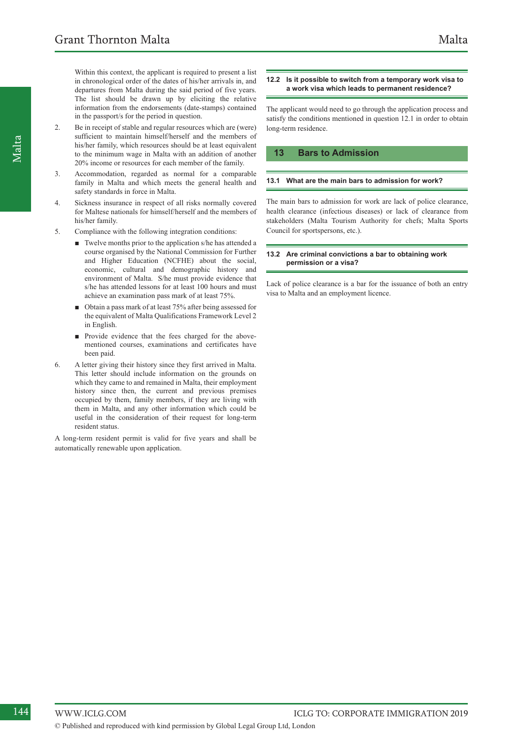Within this context, the applicant is required to present a list in chronological order of the dates of his/her arrivals in, and departures from Malta during the said period of five years. The list should be drawn up by eliciting the relative information from the endorsements (date-stamps) contained in the passport/s for the period in question.

2. Be in receipt of stable and regular resources which are (were) sufficient to maintain himself/herself and the members of his/her family, which resources should be at least equivalent to the minimum wage in Malta with an addition of another 20% income or resources for each member of the family.
3. Accommodation, regarded as normal for a comparable family in Malta and which meets the general health and safety standards in force in Malta.
4. Sickness insurance in respect of all risks normally covered for Maltese nationals for himself/herself and the members of his/her family.
5. Compliance with the following integration conditions:
   - Twelve months prior to the application s/he has attended a course organised by the National Commission for Further and Higher Education (NCFHE) about the social, economic, cultural and demographic history and environment of Malta. S/he must provide evidence that s/he has attended lessons for at least 100 hours and must achieve an examination pass mark of at least 75%.
   - Obtain a pass mark of at least 75% after being assessed for the equivalent of Malta Qualifications Framework Level 2 in English.
   - Provide evidence that the fees charged for the above-mentioned courses, examinations and certificates have been paid.
6. A letter giving their history since they first arrived in Malta. This letter should include information on the grounds on which they came to and remained in Malta, their employment history since then, the current and previous premises occupied by them, family members, if they are living with them in Malta, and any other information which could be useful in the consideration of their request for long-term resident status.

A long-term resident permit is valid for five years and shall be automatically renewable upon application.

### 12.2 Is it possible to switch from a temporary work visa to a work visa which leads to permanent residence?

The applicant would need to go through the application process and satisfy the conditions mentioned in question 12.1 in order to obtain long-term residence.

## 13 Bars to Admission

### 13.1 What are the main bars to admission for work?

The main bars to admission for work are lack of police clearance, health clearance (infectious diseases) or lack of clearance from stakeholders (Malta Tourism Authority for chefs; Malta Sports Council for sportspersons, etc.).

### 13.2 Are criminal convictions a bar to obtaining work permission or a visa?

Lack of police clearance is a bar for the issuance of both an entry visa to Malta and an employment licence.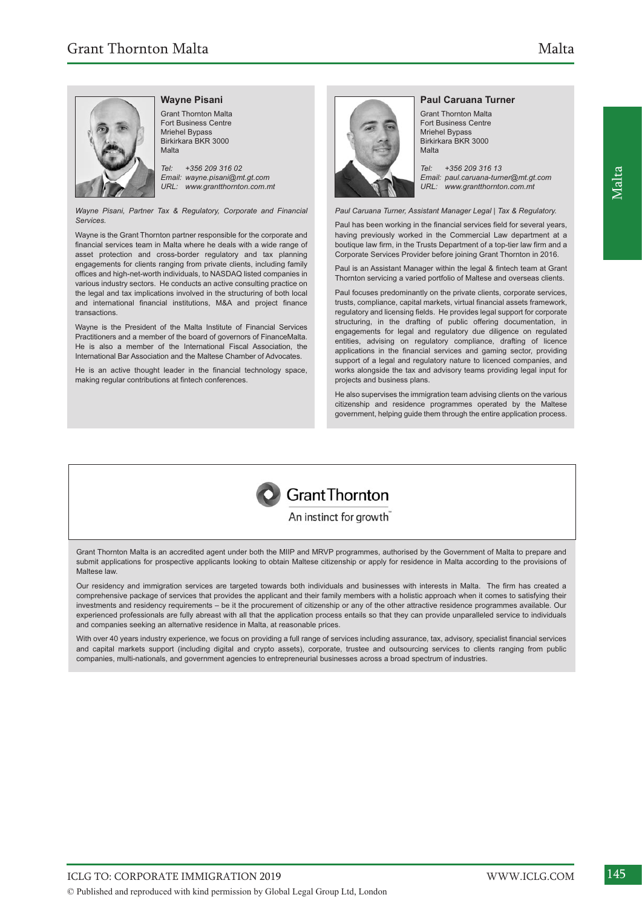### Wayne Pisani

Grant Thornton Malta
Fort Business Centre
Mriehel Bypass
Birkirkara BKR 3000
Malta

*Tel: +356 209 316 02*
*Email: wayne.pisani@mt.gt.com*
*URL: www.grantthornton.com.mt*

*Wayne Pisani, Partner Tax & Regulatory, Corporate and Financial Services.*

Wayne is the Grant Thornton partner responsible for the corporate and financial services team in Malta where he deals with a wide range of asset protection and cross-border regulatory and tax planning engagements for clients ranging from private clients, including family offices and high-net-worth individuals, to NASDAQ listed companies in various industry sectors. He conducts an active consulting practice on the legal and tax implications involved in the structuring of both local and international financial institutions, M&A and project finance transactions.

Wayne is the President of the Malta Institute of Financial Services Practitioners and a member of the board of governors of FinanceMalta. He is also a member of the International Fiscal Association, the International Bar Association and the Maltese Chamber of Advocates.

He is an active thought leader in the financial technology space, making regular contributions at fintech conferences.

### Paul Caruana Turner

Grant Thornton Malta
Fort Business Centre
Mriehel Bypass
Birkirkara BKR 3000
Malta

*Tel: +356 209 316 13*
*Email: paul.caruana-turner@mt.gt.com*
*URL: www.grantthornton.com.mt*

*Paul Caruana Turner, Assistant Manager Legal | Tax & Regulatory.*

Paul has been working in the financial services field for several years, having previously worked in the Commercial Law department at a boutique law firm, in the Trusts Department of a top-tier law firm and a Corporate Services Provider before joining Grant Thornton in 2016.

Paul is an Assistant Manager within the legal & fintech team at Grant Thornton servicing a varied portfolio of Maltese and overseas clients.

Paul focuses predominantly on the private clients, corporate services, trusts, compliance, capital markets, virtual financial assets framework, regulatory and licensing fields. He provides legal support for corporate structuring, in the drafting of public offering documentation, in engagements for legal and regulatory due diligence on regulated entities, advising on regulatory compliance, drafting of licence applications in the financial services and gaming sector, providing support of a legal and regulatory nature to licenced companies, and works alongside the tax and advisory teams providing legal input for projects and business plans.

He also supervises the immigration team advising clients on the various citizenship and residence programmes operated by the Maltese government, helping guide them through the entire application process.

**Grant Thornton**
An instinct for growth™

Grant Thornton Malta is an accredited agent under both the MIIP and MRVP programmes, authorised by the Government of Malta to prepare and submit applications for prospective applicants looking to obtain Maltese citizenship or apply for residence in Malta according to the provisions of Maltese law.

Our residency and immigration services are targeted towards both individuals and businesses with interests in Malta. The firm has created a comprehensive package of services that provides the applicant and their family members with a holistic approach when it comes to satisfying their investments and residency requirements – be it the procurement of citizenship or any of the other attractive residence programmes available. Our experienced professionals are fully abreast with all that the application process entails so that they can provide unparalleled service to individuals and companies seeking an alternative residence in Malta, at reasonable prices.

With over 40 years industry experience, we focus on providing a full range of services including assurance, tax, advisory, specialist financial services and capital markets support (including digital and crypto assets), corporate, trustee and outsourcing services to clients ranging from public companies, multi-nationals, and government agencies to entrepreneurial businesses across a broad spectrum of industries.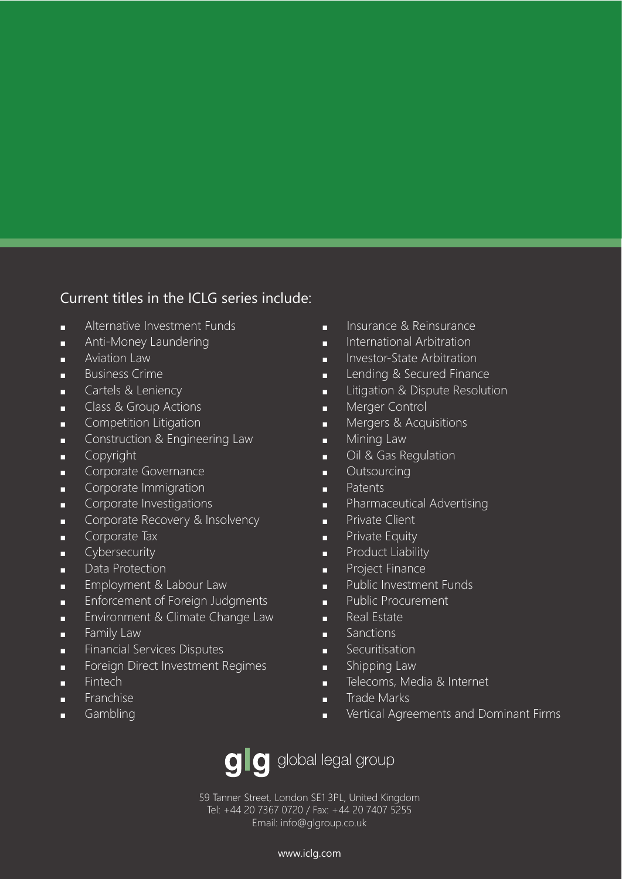Current titles in the ICLG series include:

- Alternative Investment Funds
- Anti-Money Laundering
- Aviation Law
- Business Crime
- Cartels & Leniency
- Class & Group Actions
- Competition Litigation
- Construction & Engineering Law
- Copyright
- Corporate Governance
- Corporate Immigration
- Corporate Investigations
- Corporate Recovery & Insolvency
- Corporate Tax
- Cybersecurity
- Data Protection
- Employment & Labour Law
- Enforcement of Foreign Judgments
- Environment & Climate Change Law
- Family Law
- Financial Services Disputes
- Foreign Direct Investment Regimes
- Fintech
- Franchise
- Gambling
- Insurance & Reinsurance
- International Arbitration
- Investor-State Arbitration
- Lending & Secured Finance
- Litigation & Dispute Resolution
- Merger Control
- Mergers & Acquisitions
- Mining Law
- Oil & Gas Regulation
- Outsourcing
- Patents
- Pharmaceutical Advertising
- Private Client
- Private Equity
- Product Liability
- Project Finance
- Public Investment Funds
- Public Procurement
- Real Estate
- Sanctions
- Securitisation
- Shipping Law
- Telecoms, Media & Internet
- Trade Marks
- Vertical Agreements and Dominant Firms

glg global legal group

59 Tanner Street, London SE1 3PL, United Kingdom
Tel: +44 20 7367 0720 / Fax: +44 20 7407 5255
Email: info@glgroup.co.uk

www.iclg.com